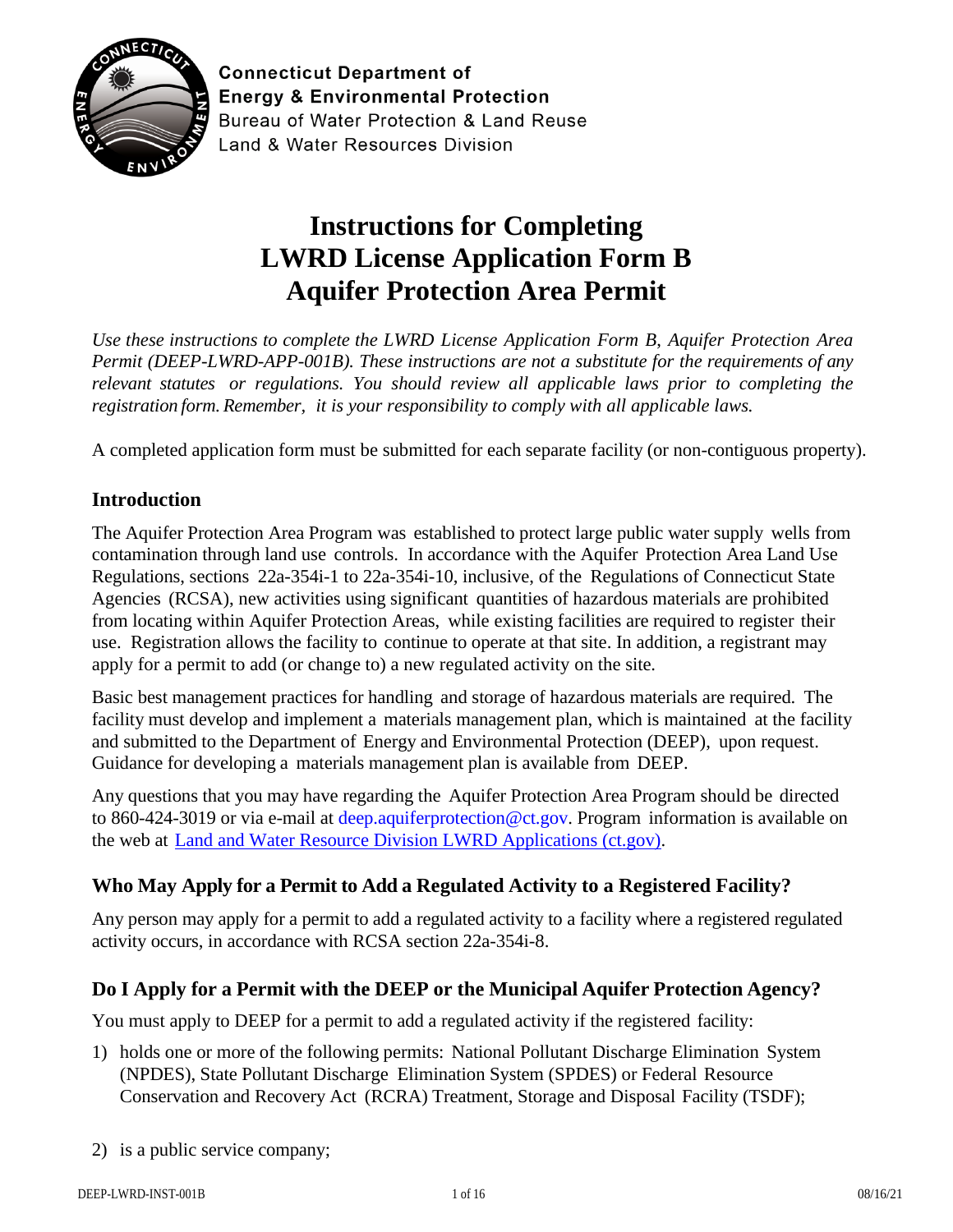**Connecticut Department of Energy & Environmental Protection**
Bureau of Water Protection & Land Reuse
Land & Water Resources Division

# Instructions for Completing LWRD License Application Form B Aquifer Protection Area Permit

*Use these instructions to complete the LWRD License Application Form B, Aquifer Protection Area Permit (DEEP-LWRD-APP-001B). These instructions are not a substitute for the requirements of any relevant statutes or regulations. You should review all applicable laws prior to completing the registration form. Remember, it is your responsibility to comply with all applicable laws.*

A completed application form must be submitted for each separate facility (or non-contiguous property).

## Introduction

The Aquifer Protection Area Program was established to protect large public water supply wells from contamination through land use controls. In accordance with the Aquifer Protection Area Land Use Regulations, sections 22a-354i-1 to 22a-354i-10, inclusive, of the Regulations of Connecticut State Agencies (RCSA), new activities using significant quantities of hazardous materials are prohibited from locating within Aquifer Protection Areas, while existing facilities are required to register their use. Registration allows the facility to continue to operate at that site. In addition, a registrant may apply for a permit to add (or change to) a new regulated activity on the site.

Basic best management practices for handling and storage of hazardous materials are required. The facility must develop and implement a materials management plan, which is maintained at the facility and submitted to the Department of Energy and Environmental Protection (DEEP), upon request. Guidance for developing a materials management plan is available from DEEP.

Any questions that you may have regarding the Aquifer Protection Area Program should be directed to 860-424-3019 or via e-mail at deep.aquiferprotection@ct.gov. Program information is available on the web at [Land and Water Resource Division LWRD Applications (ct.gov)](Land and Water Resource Division LWRD Applications (ct.gov)).

## Who May Apply for a Permit to Add a Regulated Activity to a Registered Facility?

Any person may apply for a permit to add a regulated activity to a facility where a registered regulated activity occurs, in accordance with RCSA section 22a-354i-8.

## Do I Apply for a Permit with the DEEP or the Municipal Aquifer Protection Agency?

You must apply to DEEP for a permit to add a regulated activity if the registered facility:

1) holds one or more of the following permits: National Pollutant Discharge Elimination System (NPDES), State Pollutant Discharge Elimination System (SPDES) or Federal Resource Conservation and Recovery Act (RCRA) Treatment, Storage and Disposal Facility (TSDF);

2) is a public service company;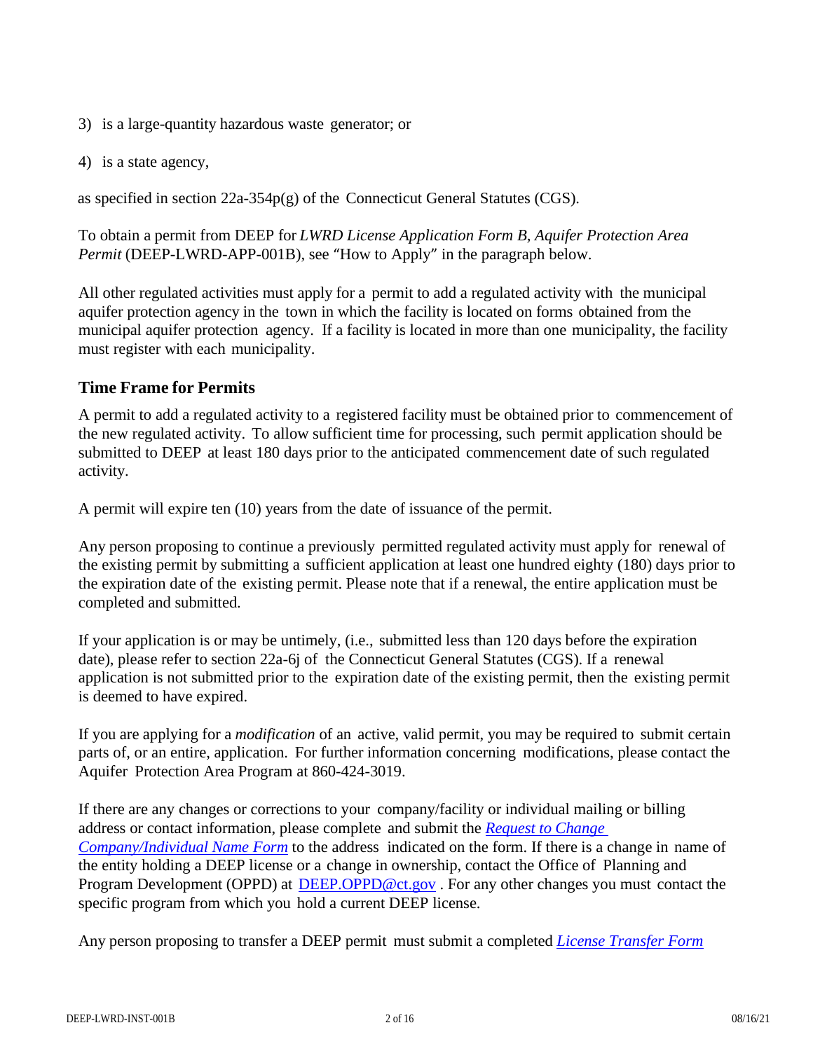3) is a large-quantity hazardous waste generator; or

4) is a state agency,

as specified in section 22a-354p(g) of the Connecticut General Statutes (CGS).

To obtain a permit from DEEP for *LWRD License Application Form B, Aquifer Protection Area Permit* (DEEP-LWRD-APP-001B), see "How to Apply" in the paragraph below.

All other regulated activities must apply for a permit to add a regulated activity with the municipal aquifer protection agency in the town in which the facility is located on forms obtained from the municipal aquifer protection agency. If a facility is located in more than one municipality, the facility must register with each municipality.

## Time Frame for Permits

A permit to add a regulated activity to a registered facility must be obtained prior to commencement of the new regulated activity. To allow sufficient time for processing, such permit application should be submitted to DEEP at least 180 days prior to the anticipated commencement date of such regulated activity.

A permit will expire ten (10) years from the date of issuance of the permit.

Any person proposing to continue a previously permitted regulated activity must apply for renewal of the existing permit by submitting a sufficient application at least one hundred eighty (180) days prior to the expiration date of the existing permit. Please note that if a renewal, the entire application must be completed and submitted.

If your application is or may be untimely, (i.e., submitted less than 120 days before the expiration date), please refer to section 22a-6j of the Connecticut General Statutes (CGS). If a renewal application is not submitted prior to the expiration date of the existing permit, then the existing permit is deemed to have expired.

If you are applying for a *modification* of an active, valid permit, you may be required to submit certain parts of, or an entire, application. For further information concerning modifications, please contact the Aquifer Protection Area Program at 860-424-3019.

If there are any changes or corrections to your company/facility or individual mailing or billing address or contact information, please complete and submit the *Request to Change Company/Individual Name Form* to the address indicated on the form. If there is a change in name of the entity holding a DEEP license or a change in ownership, contact the Office of Planning and Program Development (OPPD) at DEEP.OPPD@ct.gov . For any other changes you must contact the specific program from which you hold a current DEEP license.

Any person proposing to transfer a DEEP permit must submit a completed *License Transfer Form*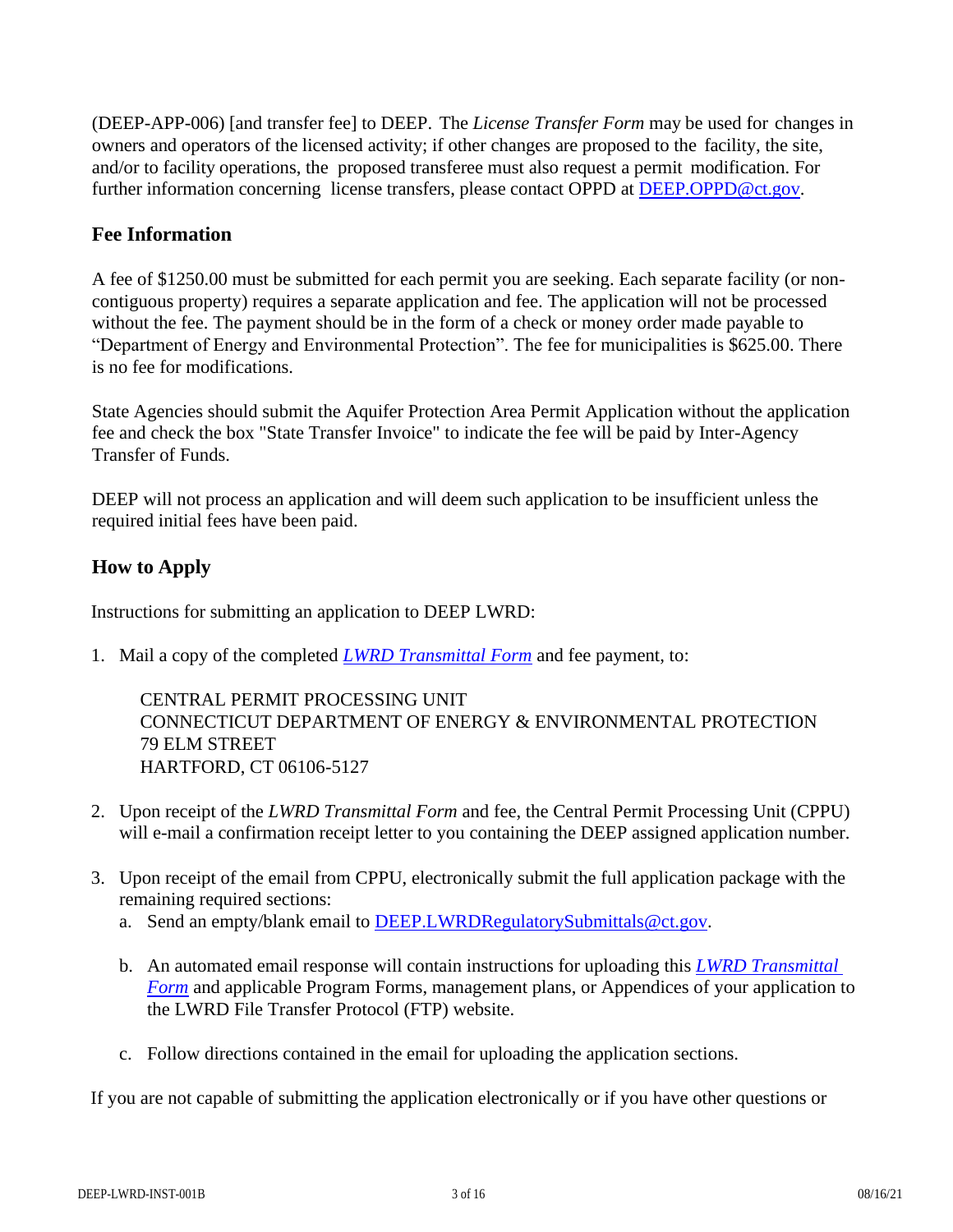(DEEP-APP-006) [and transfer fee] to DEEP. The *License Transfer Form* may be used for changes in owners and operators of the licensed activity; if other changes are proposed to the facility, the site, and/or to facility operations, the proposed transferee must also request a permit modification. For further information concerning license transfers, please contact OPPD at DEEP.OPPD@ct.gov.

## Fee Information

A fee of $1250.00 must be submitted for each permit you are seeking. Each separate facility (or non-contiguous property) requires a separate application and fee. The application will not be processed without the fee. The payment should be in the form of a check or money order made payable to "Department of Energy and Environmental Protection". The fee for municipalities is $625.00. There is no fee for modifications.

State Agencies should submit the Aquifer Protection Area Permit Application without the application fee and check the box "State Transfer Invoice" to indicate the fee will be paid by Inter-Agency Transfer of Funds.

DEEP will not process an application and will deem such application to be insufficient unless the required initial fees have been paid.

## How to Apply

Instructions for submitting an application to DEEP LWRD:

1. Mail a copy of the completed *LWRD Transmittal Form* and fee payment, to:

   CENTRAL PERMIT PROCESSING UNIT
   CONNECTICUT DEPARTMENT OF ENERGY & ENVIRONMENTAL PROTECTION
   79 ELM STREET
   HARTFORD, CT 06106-5127

2. Upon receipt of the *LWRD Transmittal Form* and fee, the Central Permit Processing Unit (CPPU) will e-mail a confirmation receipt letter to you containing the DEEP assigned application number.

3. Upon receipt of the email from CPPU, electronically submit the full application package with the remaining required sections:
   a. Send an empty/blank email to DEEP.LWRDRegulatorySubmittals@ct.gov.
   b. An automated email response will contain instructions for uploading this *LWRD Transmittal Form* and applicable Program Forms, management plans, or Appendices of your application to the LWRD File Transfer Protocol (FTP) website.
   c. Follow directions contained in the email for uploading the application sections.

If you are not capable of submitting the application electronically or if you have other questions or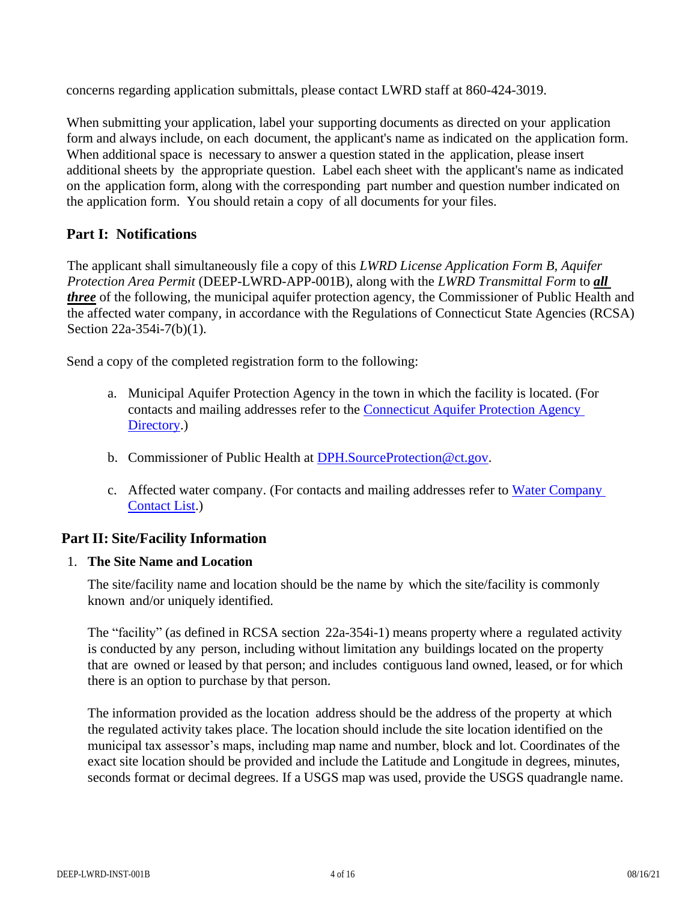concerns regarding application submittals, please contact LWRD staff at 860-424-3019.

When submitting your application, label your supporting documents as directed on your application form and always include, on each document, the applicant's name as indicated on the application form. When additional space is necessary to answer a question stated in the application, please insert additional sheets by the appropriate question. Label each sheet with the applicant's name as indicated on the application form, along with the corresponding part number and question number indicated on the application form. You should retain a copy of all documents for your files.

## Part I: Notifications

The applicant shall simultaneously file a copy of this *LWRD License Application Form B, Aquifer Protection Area Permit* (DEEP-LWRD-APP-001B), along with the *LWRD Transmittal Form* to ***all three*** of the following, the municipal aquifer protection agency, the Commissioner of Public Health and the affected water company, in accordance with the Regulations of Connecticut State Agencies (RCSA) Section 22a-354i-7(b)(1).

Send a copy of the completed registration form to the following:

a. Municipal Aquifer Protection Agency in the town in which the facility is located. (For contacts and mailing addresses refer to the Connecticut Aquifer Protection Agency Directory.)

b. Commissioner of Public Health at DPH.SourceProtection@ct.gov.

c. Affected water company. (For contacts and mailing addresses refer to Water Company Contact List.)

## Part II: Site/Facility Information

1. **The Site Name and Location**

   The site/facility name and location should be the name by which the site/facility is commonly known and/or uniquely identified.

   The "facility" (as defined in RCSA section 22a-354i-1) means property where a regulated activity is conducted by any person, including without limitation any buildings located on the property that are owned or leased by that person; and includes contiguous land owned, leased, or for which there is an option to purchase by that person.

   The information provided as the location address should be the address of the property at which the regulated activity takes place. The location should include the site location identified on the municipal tax assessor's maps, including map name and number, block and lot. Coordinates of the exact site location should be provided and include the Latitude and Longitude in degrees, minutes, seconds format or decimal degrees. If a USGS map was used, provide the USGS quadrangle name.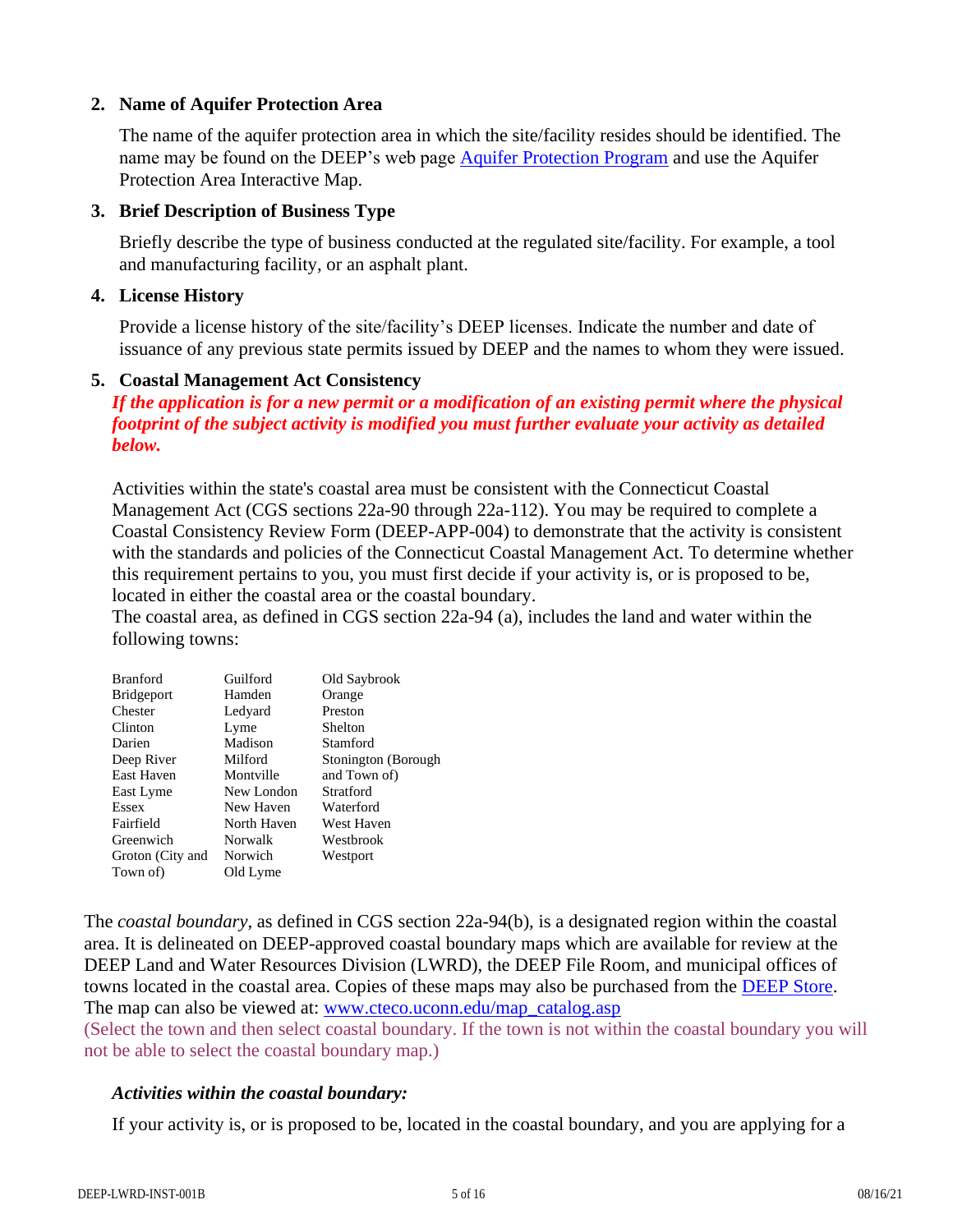2. **Name of Aquifer Protection Area**

   The name of the aquifer protection area in which the site/facility resides should be identified. The name may be found on the DEEP's web page Aquifer Protection Program and use the Aquifer Protection Area Interactive Map.

3. **Brief Description of Business Type**

   Briefly describe the type of business conducted at the regulated site/facility. For example, a tool and manufacturing facility, or an asphalt plant.

4. **License History**

   Provide a license history of the site/facility's DEEP licenses. Indicate the number and date of issuance of any previous state permits issued by DEEP and the names to whom they were issued.

5. **Coastal Management Act Consistency**

   ***If the application is for a new permit or a modification of an existing permit where the physical footprint of the subject activity is modified you must further evaluate your activity as detailed below.***

   Activities within the state's coastal area must be consistent with the Connecticut Coastal Management Act (CGS sections 22a-90 through 22a-112). You may be required to complete a Coastal Consistency Review Form (DEEP-APP-004) to demonstrate that the activity is consistent with the standards and policies of the Connecticut Coastal Management Act. To determine whether this requirement pertains to you, you must first decide if your activity is, or is proposed to be, located in either the coastal area or the coastal boundary.

   The coastal area, as defined in CGS section 22a-94 (a), includes the land and water within the following towns:

| | | |
|---|---|---|
| Branford | Guilford | Old Saybrook |
| Bridgeport | Hamden | Orange |
| Chester | Ledyard | Preston |
| Clinton | Lyme | Shelton |
| Darien | Madison | Stamford |
| Deep River | Milford | Stonington (Borough and Town of) |
| East Haven | Montville | Stratford |
| East Lyme | New London | Waterford |
| Essex | New Haven | West Haven |
| Fairfield | North Haven | Westbrook |
| Greenwich | Norwalk | Westport |
| Groton (City and Town of) | Norwich | |
| | Old Lyme | |

The *coastal boundary*, as defined in CGS section 22a-94(b), is a designated region within the coastal area. It is delineated on DEEP-approved coastal boundary maps which are available for review at the DEEP Land and Water Resources Division (LWRD), the DEEP File Room, and municipal offices of towns located in the coastal area. Copies of these maps may also be purchased from the DEEP Store. The map can also be viewed at: www.cteco.uconn.edu/map_catalog.asp
(Select the town and then select coastal boundary. If the town is not within the coastal boundary you will not be able to select the coastal boundary map.)

***Activities within the coastal boundary:***

If your activity is, or is proposed to be, located in the coastal boundary, and you are applying for a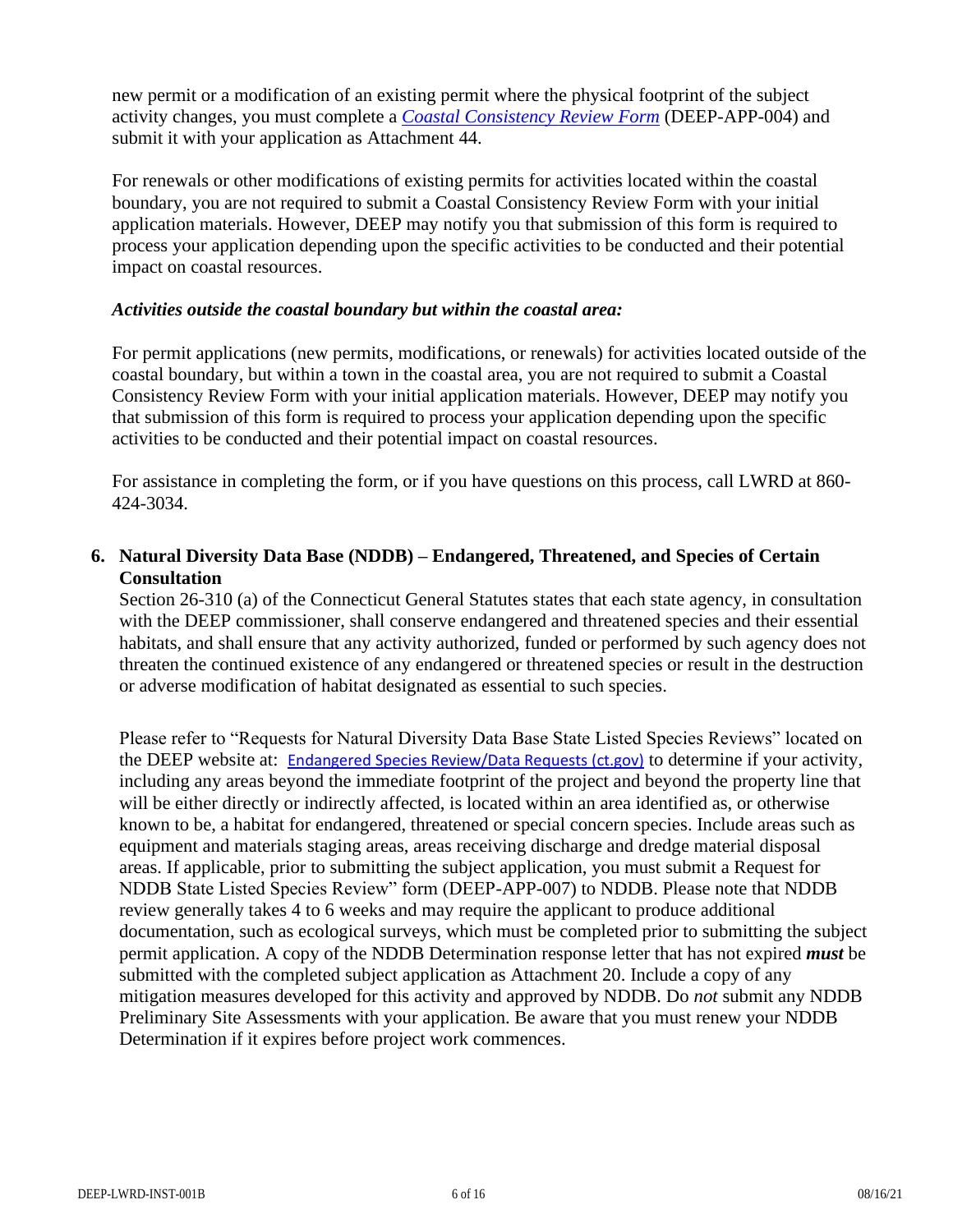new permit or a modification of an existing permit where the physical footprint of the subject activity changes, you must complete a *[Coastal Consistency Review Form](#)* (DEEP-APP-004) and submit it with your application as Attachment 44.

For renewals or other modifications of existing permits for activities located within the coastal boundary, you are not required to submit a Coastal Consistency Review Form with your initial application materials. However, DEEP may notify you that submission of this form is required to process your application depending upon the specific activities to be conducted and their potential impact on coastal resources.

***Activities outside the coastal boundary but within the coastal area:***

For permit applications (new permits, modifications, or renewals) for activities located outside of the coastal boundary, but within a town in the coastal area, you are not required to submit a Coastal Consistency Review Form with your initial application materials. However, DEEP may notify you that submission of this form is required to process your application depending upon the specific activities to be conducted and their potential impact on coastal resources.

For assistance in completing the form, or if you have questions on this process, call LWRD at 860-424-3034.

**6. Natural Diversity Data Base (NDDB) – Endangered, Threatened, and Species of Certain Consultation**

Section 26-310 (a) of the Connecticut General Statutes states that each state agency, in consultation with the DEEP commissioner, shall conserve endangered and threatened species and their essential habitats, and shall ensure that any activity authorized, funded or performed by such agency does not threaten the continued existence of any endangered or threatened species or result in the destruction or adverse modification of habitat designated as essential to such species.

Please refer to "Requests for Natural Diversity Data Base State Listed Species Reviews" located on the DEEP website at: [Endangered Species Review/Data Requests (ct.gov)](#) to determine if your activity, including any areas beyond the immediate footprint of the project and beyond the property line that will be either directly or indirectly affected, is located within an area identified as, or otherwise known to be, a habitat for endangered, threatened or special concern species. Include areas such as equipment and materials staging areas, areas receiving discharge and dredge material disposal areas. If applicable, prior to submitting the subject application, you must submit a Request for NDDB State Listed Species Review" form (DEEP-APP-007) to NDDB. Please note that NDDB review generally takes 4 to 6 weeks and may require the applicant to produce additional documentation, such as ecological surveys, which must be completed prior to submitting the subject permit application. A copy of the NDDB Determination response letter that has not expired ***must*** be submitted with the completed subject application as Attachment 20. Include a copy of any mitigation measures developed for this activity and approved by NDDB. Do *not* submit any NDDB Preliminary Site Assessments with your application. Be aware that you must renew your NDDB Determination if it expires before project work commences.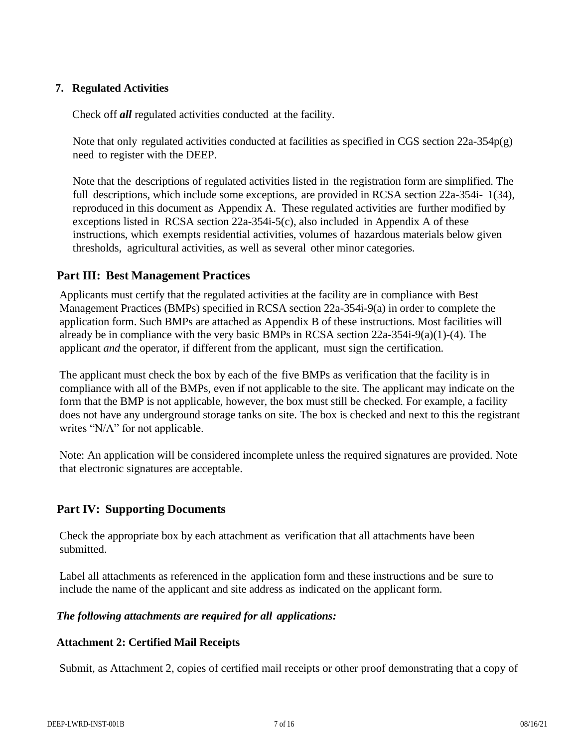**7. Regulated Activities**

Check off ***all*** regulated activities conducted at the facility.

Note that only regulated activities conducted at facilities as specified in CGS section 22a-354p(g) need to register with the DEEP.

Note that the descriptions of regulated activities listed in the registration form are simplified. The full descriptions, which include some exceptions, are provided in RCSA section 22a-354i- 1(34), reproduced in this document as Appendix A. These regulated activities are further modified by exceptions listed in RCSA section 22a-354i-5(c), also included in Appendix A of these instructions, which exempts residential activities, volumes of hazardous materials below given thresholds, agricultural activities, as well as several other minor categories.

## Part III: Best Management Practices

Applicants must certify that the regulated activities at the facility are in compliance with Best Management Practices (BMPs) specified in RCSA section 22a-354i-9(a) in order to complete the application form. Such BMPs are attached as Appendix B of these instructions. Most facilities will already be in compliance with the very basic BMPs in RCSA section 22a-354i-9(a)(1)-(4). The applicant *and* the operator, if different from the applicant, must sign the certification.

The applicant must check the box by each of the five BMPs as verification that the facility is in compliance with all of the BMPs, even if not applicable to the site. The applicant may indicate on the form that the BMP is not applicable, however, the box must still be checked. For example, a facility does not have any underground storage tanks on site. The box is checked and next to this the registrant writes “N/A” for not applicable.

Note: An application will be considered incomplete unless the required signatures are provided. Note that electronic signatures are acceptable.

## Part IV: Supporting Documents

Check the appropriate box by each attachment as verification that all attachments have been submitted.

Label all attachments as referenced in the application form and these instructions and be sure to include the name of the applicant and site address as indicated on the applicant form.

***The following attachments are required for all applications:***

**Attachment 2: Certified Mail Receipts**

Submit, as Attachment 2, copies of certified mail receipts or other proof demonstrating that a copy of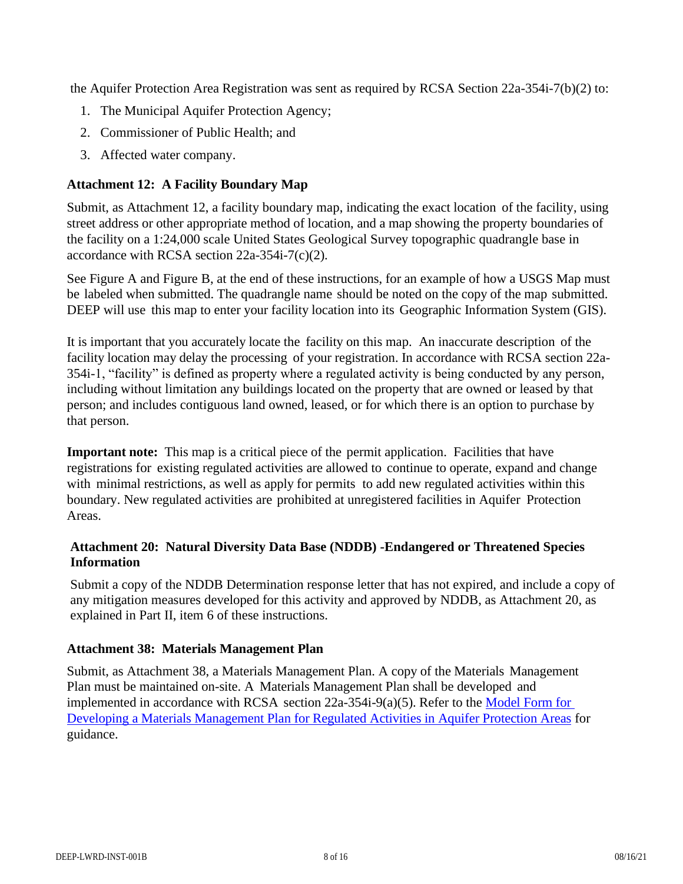the Aquifer Protection Area Registration was sent as required by RCSA Section 22a-354i-7(b)(2) to:

1. The Municipal Aquifer Protection Agency;
2. Commissioner of Public Health; and
3. Affected water company.

**Attachment 12: A Facility Boundary Map**

Submit, as Attachment 12, a facility boundary map, indicating the exact location of the facility, using street address or other appropriate method of location, and a map showing the property boundaries of the facility on a 1:24,000 scale United States Geological Survey topographic quadrangle base in accordance with RCSA section 22a-354i-7(c)(2).

See Figure A and Figure B, at the end of these instructions, for an example of how a USGS Map must be labeled when submitted. The quadrangle name should be noted on the copy of the map submitted. DEEP will use this map to enter your facility location into its Geographic Information System (GIS).

It is important that you accurately locate the facility on this map. An inaccurate description of the facility location may delay the processing of your registration. In accordance with RCSA section 22a-354i-1, "facility" is defined as property where a regulated activity is being conducted by any person, including without limitation any buildings located on the property that are owned or leased by that person; and includes contiguous land owned, leased, or for which there is an option to purchase by that person.

**Important note:** This map is a critical piece of the permit application. Facilities that have registrations for existing regulated activities are allowed to continue to operate, expand and change with minimal restrictions, as well as apply for permits to add new regulated activities within this boundary. New regulated activities are prohibited at unregistered facilities in Aquifer Protection Areas.

**Attachment 20: Natural Diversity Data Base (NDDB) -Endangered or Threatened Species Information**

Submit a copy of the NDDB Determination response letter that has not expired, and include a copy of any mitigation measures developed for this activity and approved by NDDB, as Attachment 20, as explained in Part II, item 6 of these instructions.

**Attachment 38: Materials Management Plan**

Submit, as Attachment 38, a Materials Management Plan. A copy of the Materials Management Plan must be maintained on-site. A Materials Management Plan shall be developed and implemented in accordance with RCSA section 22a-354i-9(a)(5). Refer to the Model Form for Developing a Materials Management Plan for Regulated Activities in Aquifer Protection Areas for guidance.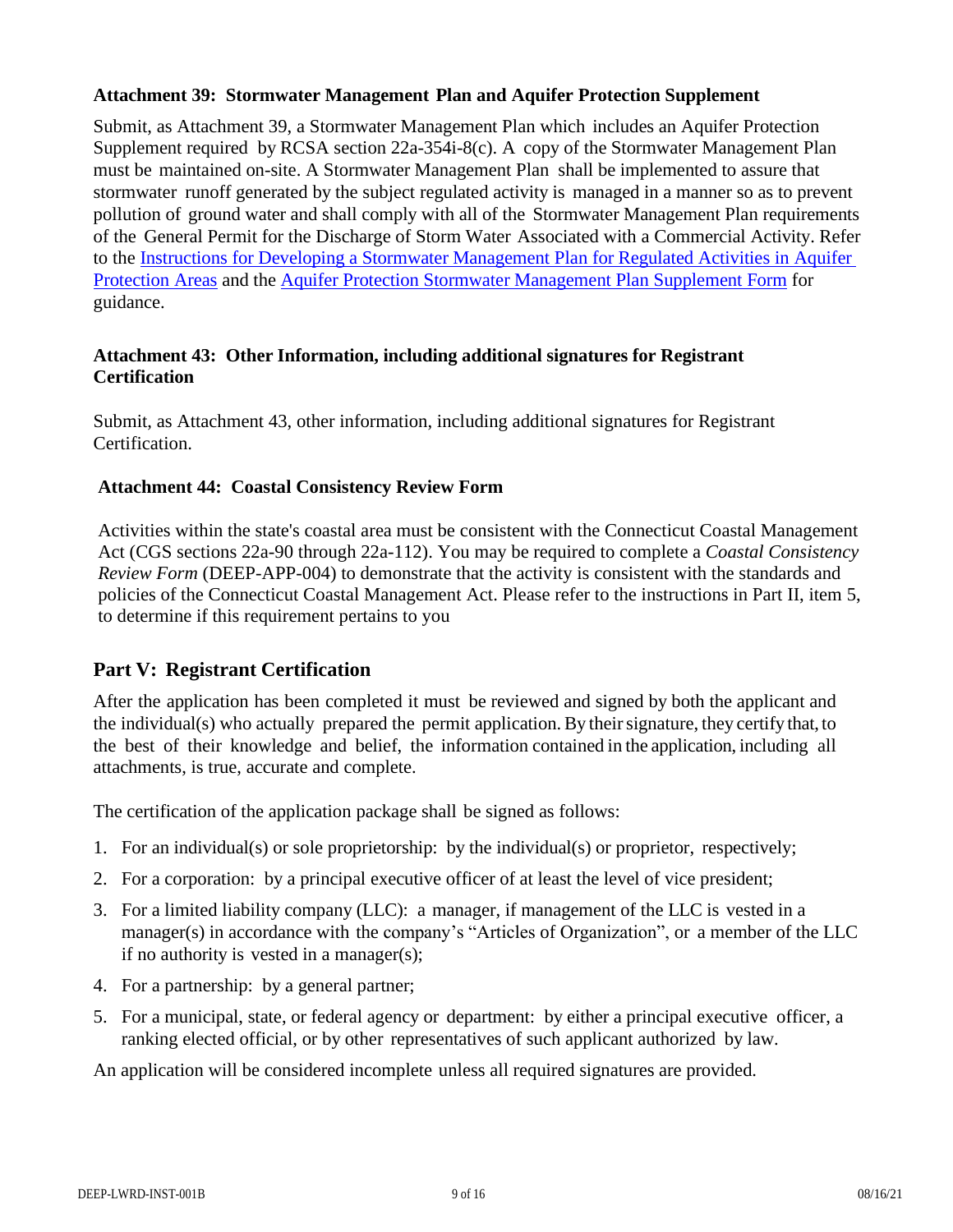**Attachment 39: Stormwater Management Plan and Aquifer Protection Supplement**

Submit, as Attachment 39, a Stormwater Management Plan which includes an Aquifer Protection Supplement required by RCSA section 22a-354i-8(c). A copy of the Stormwater Management Plan must be maintained on-site. A Stormwater Management Plan shall be implemented to assure that stormwater runoff generated by the subject regulated activity is managed in a manner so as to prevent pollution of ground water and shall comply with all of the Stormwater Management Plan requirements of the General Permit for the Discharge of Storm Water Associated with a Commercial Activity. Refer to the Instructions for Developing a Stormwater Management Plan for Regulated Activities in Aquifer Protection Areas and the Aquifer Protection Stormwater Management Plan Supplement Form for guidance.

**Attachment 43: Other Information, including additional signatures for Registrant Certification**

Submit, as Attachment 43, other information, including additional signatures for Registrant Certification.

**Attachment 44: Coastal Consistency Review Form**

Activities within the state's coastal area must be consistent with the Connecticut Coastal Management Act (CGS sections 22a-90 through 22a-112). You may be required to complete a *Coastal Consistency Review Form* (DEEP-APP-004) to demonstrate that the activity is consistent with the standards and policies of the Connecticut Coastal Management Act. Please refer to the instructions in Part II, item 5, to determine if this requirement pertains to you

## Part V: Registrant Certification

After the application has been completed it must be reviewed and signed by both the applicant and the individual(s) who actually prepared the permit application. By their signature, they certify that, to the best of their knowledge and belief, the information contained in the application, including all attachments, is true, accurate and complete.

The certification of the application package shall be signed as follows:

1. For an individual(s) or sole proprietorship: by the individual(s) or proprietor, respectively;
2. For a corporation: by a principal executive officer of at least the level of vice president;
3. For a limited liability company (LLC): a manager, if management of the LLC is vested in a manager(s) in accordance with the company's "Articles of Organization", or a member of the LLC if no authority is vested in a manager(s);
4. For a partnership: by a general partner;
5. For a municipal, state, or federal agency or department: by either a principal executive officer, a ranking elected official, or by other representatives of such applicant authorized by law.

An application will be considered incomplete unless all required signatures are provided.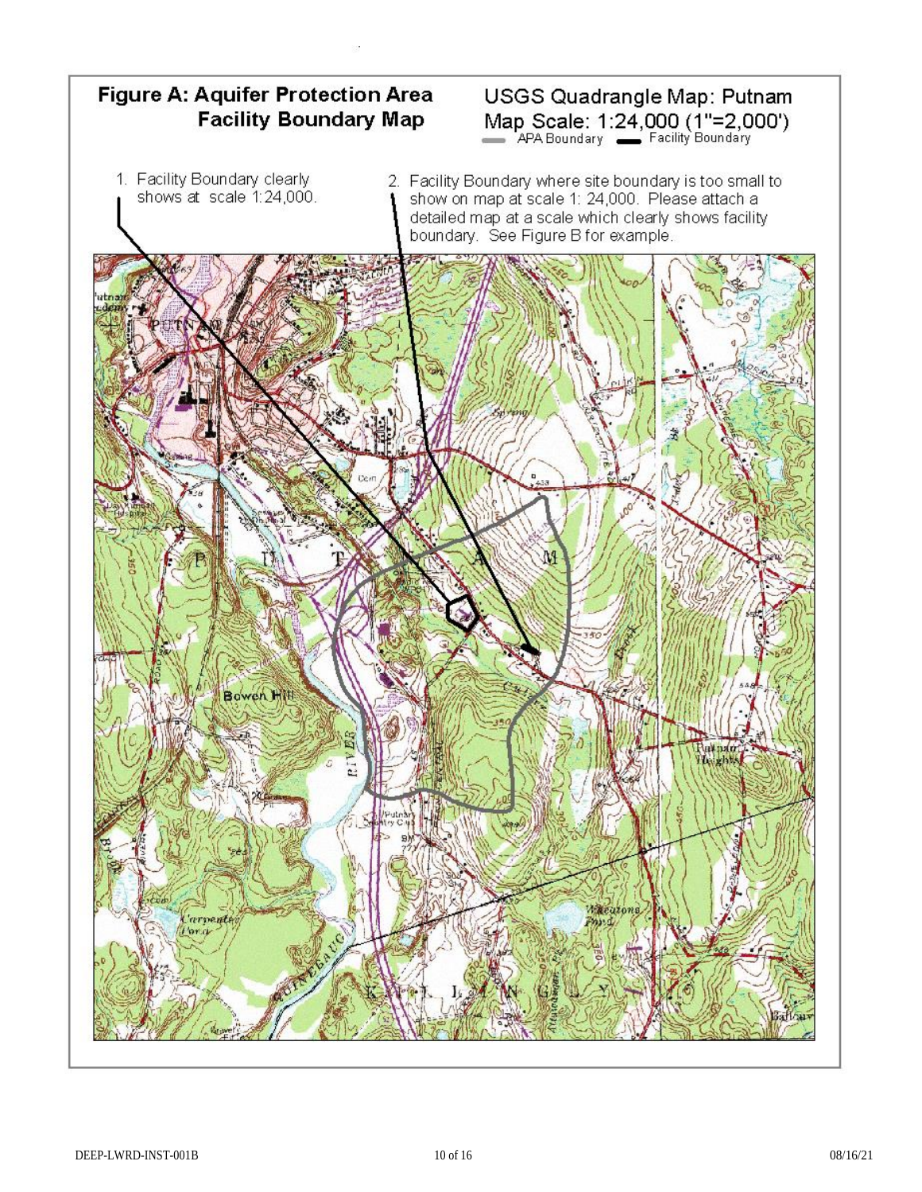# Figure A: Aquifer Protection Area Facility Boundary Map

USGS Quadrangle Map: Putnam
Map Scale: 1:24,000 (1"=2,000')
APA Boundary — Facility Boundary

1. Facility Boundary clearly shows at scale 1:24,000.
2. Facility Boundary where site boundary is too small to show on map at scale 1: 24,000. Please attach a detailed map at a scale which clearly shows facility boundary. See Figure B for example.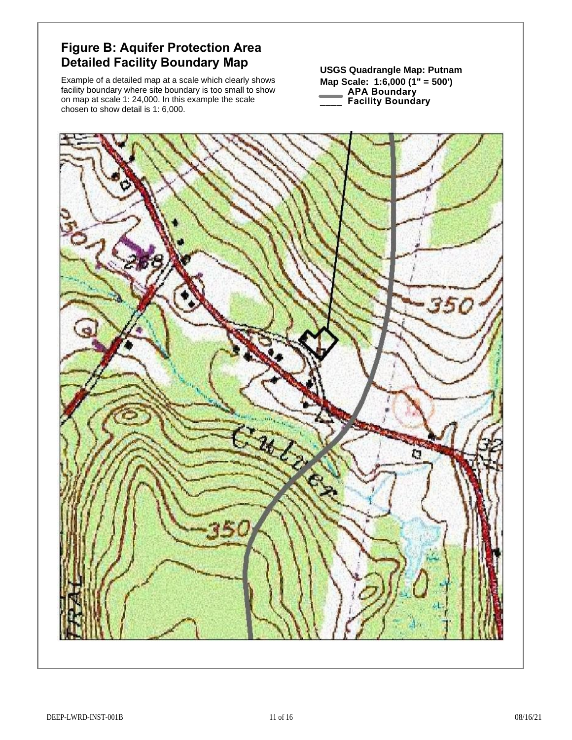## Figure B: Aquifer Protection Area Detailed Facility Boundary Map

Example of a detailed map at a scale which clearly shows facility boundary where site boundary is too small to show on map at scale 1: 24,000. In this example the scale chosen to show detail is 1: 6,000.

**USGS Quadrangle Map: Putnam**
**Map Scale: 1:6,000 (1" = 500')**
**APA Boundary**
**Facility Boundary**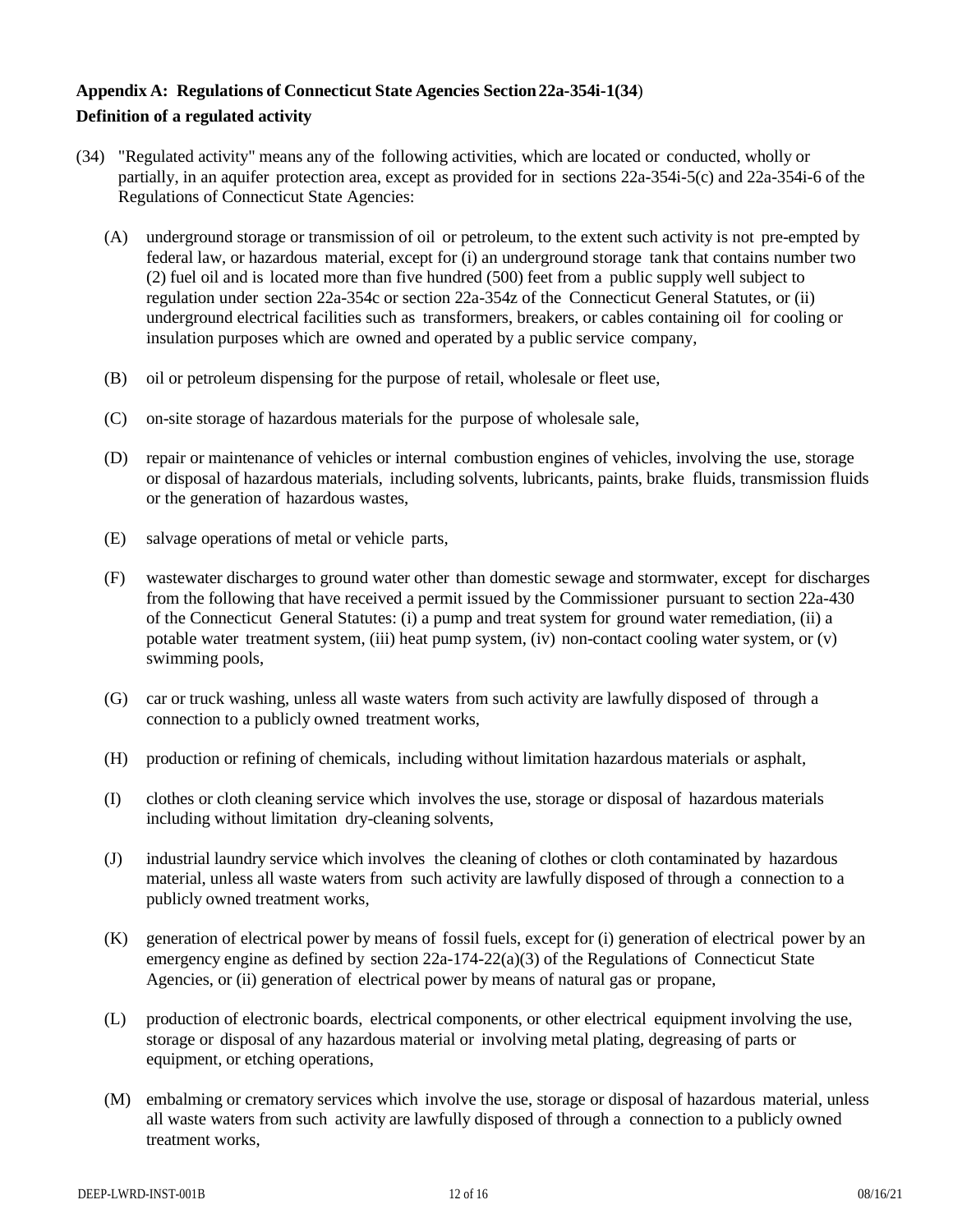**Appendix A: Regulations of Connecticut State Agencies Section 22a-354i-1(34)**

**Definition of a regulated activity**

(34) "Regulated activity" means any of the following activities, which are located or conducted, wholly or partially, in an aquifer protection area, except as provided for in sections 22a-354i-5(c) and 22a-354i-6 of the Regulations of Connecticut State Agencies:

(A) underground storage or transmission of oil or petroleum, to the extent such activity is not pre-empted by federal law, or hazardous material, except for (i) an underground storage tank that contains number two (2) fuel oil and is located more than five hundred (500) feet from a public supply well subject to regulation under section 22a-354c or section 22a-354z of the Connecticut General Statutes, or (ii) underground electrical facilities such as transformers, breakers, or cables containing oil for cooling or insulation purposes which are owned and operated by a public service company,

(B) oil or petroleum dispensing for the purpose of retail, wholesale or fleet use,

(C) on-site storage of hazardous materials for the purpose of wholesale sale,

(D) repair or maintenance of vehicles or internal combustion engines of vehicles, involving the use, storage or disposal of hazardous materials, including solvents, lubricants, paints, brake fluids, transmission fluids or the generation of hazardous wastes,

(E) salvage operations of metal or vehicle parts,

(F) wastewater discharges to ground water other than domestic sewage and stormwater, except for discharges from the following that have received a permit issued by the Commissioner pursuant to section 22a-430 of the Connecticut General Statutes: (i) a pump and treat system for ground water remediation, (ii) a potable water treatment system, (iii) heat pump system, (iv) non-contact cooling water system, or (v) swimming pools,

(G) car or truck washing, unless all waste waters from such activity are lawfully disposed of through a connection to a publicly owned treatment works,

(H) production or refining of chemicals, including without limitation hazardous materials or asphalt,

(I) clothes or cloth cleaning service which involves the use, storage or disposal of hazardous materials including without limitation dry-cleaning solvents,

(J) industrial laundry service which involves the cleaning of clothes or cloth contaminated by hazardous material, unless all waste waters from such activity are lawfully disposed of through a connection to a publicly owned treatment works,

(K) generation of electrical power by means of fossil fuels, except for (i) generation of electrical power by an emergency engine as defined by section 22a-174-22(a)(3) of the Regulations of Connecticut State Agencies, or (ii) generation of electrical power by means of natural gas or propane,

(L) production of electronic boards, electrical components, or other electrical equipment involving the use, storage or disposal of any hazardous material or involving metal plating, degreasing of parts or equipment, or etching operations,

(M) embalming or crematory services which involve the use, storage or disposal of hazardous material, unless all waste waters from such activity are lawfully disposed of through a connection to a publicly owned treatment works,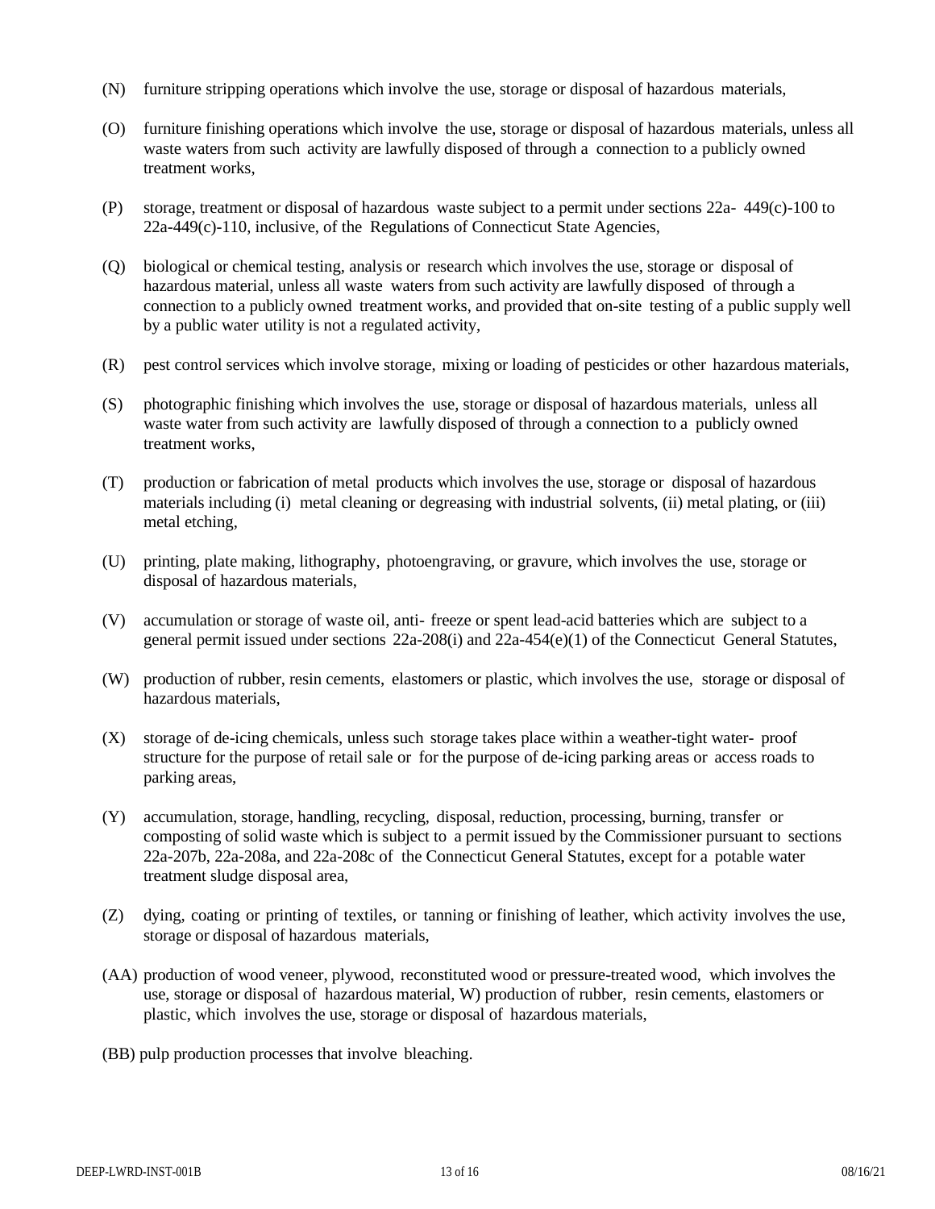(N) furniture stripping operations which involve the use, storage or disposal of hazardous materials,

(O) furniture finishing operations which involve the use, storage or disposal of hazardous materials, unless all waste waters from such activity are lawfully disposed of through a connection to a publicly owned treatment works,

(P) storage, treatment or disposal of hazardous waste subject to a permit under sections 22a- 449(c)-100 to 22a-449(c)-110, inclusive, of the Regulations of Connecticut State Agencies,

(Q) biological or chemical testing, analysis or research which involves the use, storage or disposal of hazardous material, unless all waste waters from such activity are lawfully disposed of through a connection to a publicly owned treatment works, and provided that on-site testing of a public supply well by a public water utility is not a regulated activity,

(R) pest control services which involve storage, mixing or loading of pesticides or other hazardous materials,

(S) photographic finishing which involves the use, storage or disposal of hazardous materials, unless all waste water from such activity are lawfully disposed of through a connection to a publicly owned treatment works,

(T) production or fabrication of metal products which involves the use, storage or disposal of hazardous materials including (i) metal cleaning or degreasing with industrial solvents, (ii) metal plating, or (iii) metal etching,

(U) printing, plate making, lithography, photoengraving, or gravure, which involves the use, storage or disposal of hazardous materials,

(V) accumulation or storage of waste oil, anti- freeze or spent lead-acid batteries which are subject to a general permit issued under sections 22a-208(i) and 22a-454(e)(1) of the Connecticut General Statutes,

(W) production of rubber, resin cements, elastomers or plastic, which involves the use, storage or disposal of hazardous materials,

(X) storage of de-icing chemicals, unless such storage takes place within a weather-tight water- proof structure for the purpose of retail sale or for the purpose of de-icing parking areas or access roads to parking areas,

(Y) accumulation, storage, handling, recycling, disposal, reduction, processing, burning, transfer or composting of solid waste which is subject to a permit issued by the Commissioner pursuant to sections 22a-207b, 22a-208a, and 22a-208c of the Connecticut General Statutes, except for a potable water treatment sludge disposal area,

(Z) dying, coating or printing of textiles, or tanning or finishing of leather, which activity involves the use, storage or disposal of hazardous materials,

(AA) production of wood veneer, plywood, reconstituted wood or pressure-treated wood, which involves the use, storage or disposal of hazardous material, W) production of rubber, resin cements, elastomers or plastic, which involves the use, storage or disposal of hazardous materials,

(BB) pulp production processes that involve bleaching.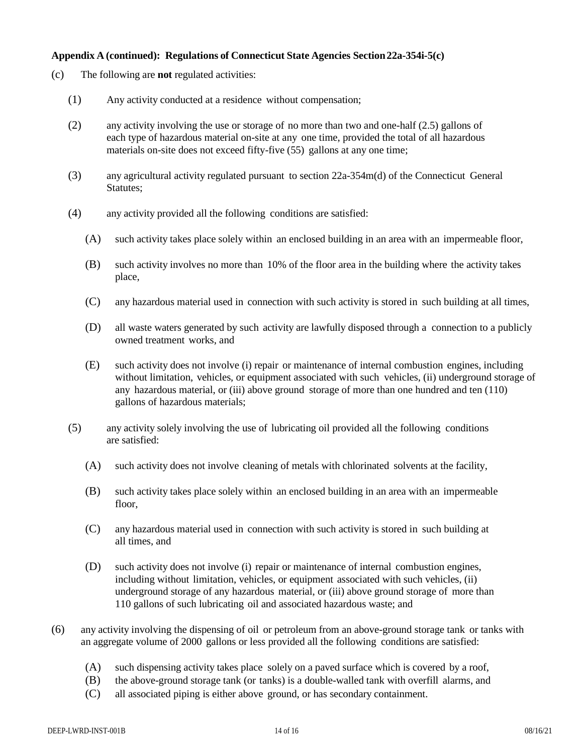**Appendix A (continued): Regulations of Connecticut State Agencies Section 22a-354i-5(c)**

(c) The following are **not** regulated activities:

(1) Any activity conducted at a residence without compensation;

(2) any activity involving the use or storage of no more than two and one-half (2.5) gallons of each type of hazardous material on-site at any one time, provided the total of all hazardous materials on-site does not exceed fifty-five (55) gallons at any one time;

(3) any agricultural activity regulated pursuant to section 22a-354m(d) of the Connecticut General Statutes;

(4) any activity provided all the following conditions are satisfied:

(A) such activity takes place solely within an enclosed building in an area with an impermeable floor,

(B) such activity involves no more than 10% of the floor area in the building where the activity takes place,

(C) any hazardous material used in connection with such activity is stored in such building at all times,

(D) all waste waters generated by such activity are lawfully disposed through a connection to a publicly owned treatment works, and

(E) such activity does not involve (i) repair or maintenance of internal combustion engines, including without limitation, vehicles, or equipment associated with such vehicles, (ii) underground storage of any hazardous material, or (iii) above ground storage of more than one hundred and ten (110) gallons of hazardous materials;

(5) any activity solely involving the use of lubricating oil provided all the following conditions are satisfied:

(A) such activity does not involve cleaning of metals with chlorinated solvents at the facility,

(B) such activity takes place solely within an enclosed building in an area with an impermeable floor,

(C) any hazardous material used in connection with such activity is stored in such building at all times, and

(D) such activity does not involve (i) repair or maintenance of internal combustion engines, including without limitation, vehicles, or equipment associated with such vehicles, (ii) underground storage of any hazardous material, or (iii) above ground storage of more than 110 gallons of such lubricating oil and associated hazardous waste; and

(6) any activity involving the dispensing of oil or petroleum from an above-ground storage tank or tanks with an aggregate volume of 2000 gallons or less provided all the following conditions are satisfied:

(A) such dispensing activity takes place solely on a paved surface which is covered by a roof,
(B) the above-ground storage tank (or tanks) is a double-walled tank with overfill alarms, and
(C) all associated piping is either above ground, or has secondary containment.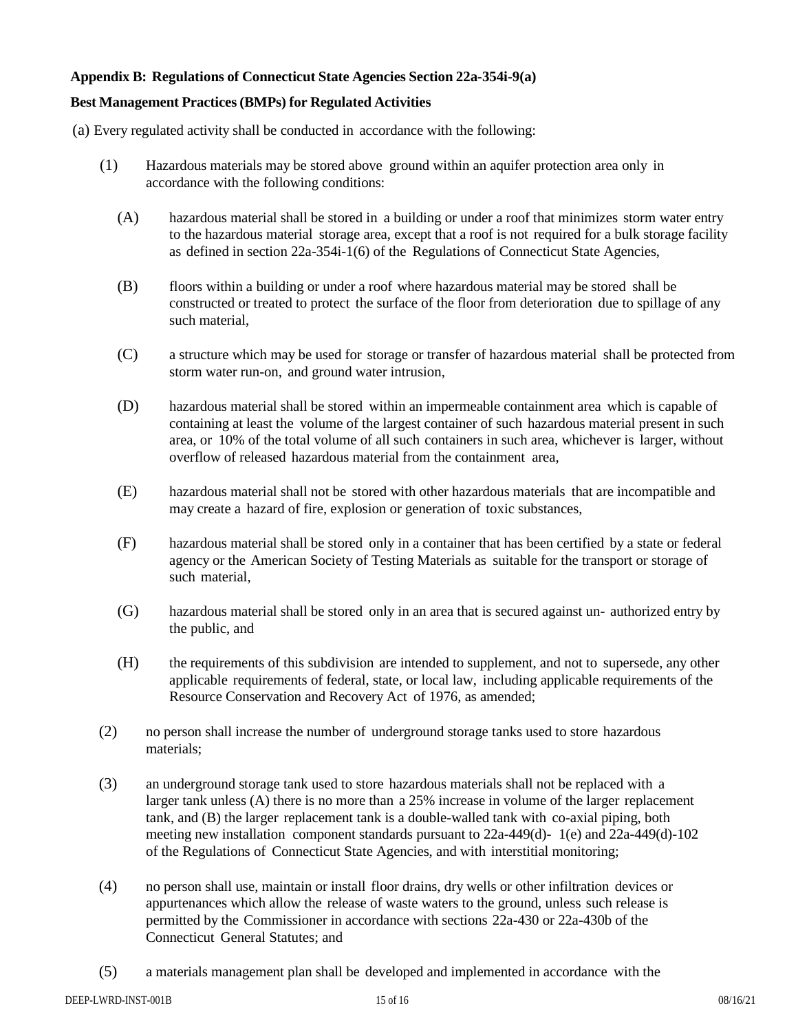**Appendix B: Regulations of Connecticut State Agencies Section 22a-354i-9(a)**

**Best Management Practices (BMPs) for Regulated Activities**

(a) Every regulated activity shall be conducted in accordance with the following:

(1) Hazardous materials may be stored above ground within an aquifer protection area only in accordance with the following conditions:

(A) hazardous material shall be stored in a building or under a roof that minimizes storm water entry to the hazardous material storage area, except that a roof is not required for a bulk storage facility as defined in section 22a-354i-1(6) of the Regulations of Connecticut State Agencies,

(B) floors within a building or under a roof where hazardous material may be stored shall be constructed or treated to protect the surface of the floor from deterioration due to spillage of any such material,

(C) a structure which may be used for storage or transfer of hazardous material shall be protected from storm water run-on, and ground water intrusion,

(D) hazardous material shall be stored within an impermeable containment area which is capable of containing at least the volume of the largest container of such hazardous material present in such area, or 10% of the total volume of all such containers in such area, whichever is larger, without overflow of released hazardous material from the containment area,

(E) hazardous material shall not be stored with other hazardous materials that are incompatible and may create a hazard of fire, explosion or generation of toxic substances,

(F) hazardous material shall be stored only in a container that has been certified by a state or federal agency or the American Society of Testing Materials as suitable for the transport or storage of such material,

(G) hazardous material shall be stored only in an area that is secured against un- authorized entry by the public, and

(H) the requirements of this subdivision are intended to supplement, and not to supersede, any other applicable requirements of federal, state, or local law, including applicable requirements of the Resource Conservation and Recovery Act of 1976, as amended;

(2) no person shall increase the number of underground storage tanks used to store hazardous materials;

(3) an underground storage tank used to store hazardous materials shall not be replaced with a larger tank unless (A) there is no more than a 25% increase in volume of the larger replacement tank, and (B) the larger replacement tank is a double-walled tank with co-axial piping, both meeting new installation component standards pursuant to 22a-449(d)- 1(e) and 22a-449(d)-102 of the Regulations of Connecticut State Agencies, and with interstitial monitoring;

(4) no person shall use, maintain or install floor drains, dry wells or other infiltration devices or appurtenances which allow the release of waste waters to the ground, unless such release is permitted by the Commissioner in accordance with sections 22a-430 or 22a-430b of the Connecticut General Statutes; and

(5) a materials management plan shall be developed and implemented in accordance with the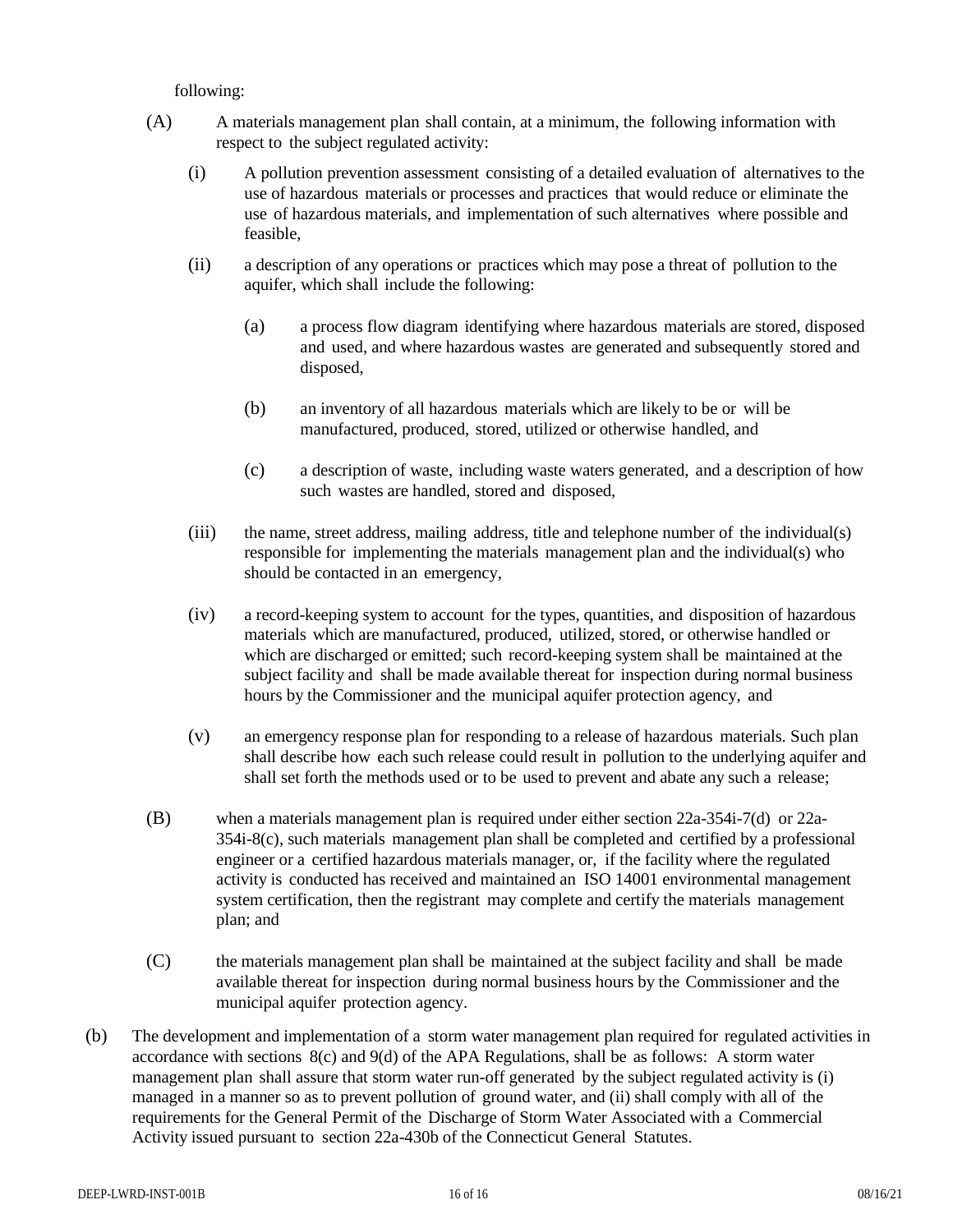following:

(A) A materials management plan shall contain, at a minimum, the following information with respect to the subject regulated activity:

   (i) A pollution prevention assessment consisting of a detailed evaluation of alternatives to the use of hazardous materials or processes and practices that would reduce or eliminate the use of hazardous materials, and implementation of such alternatives where possible and feasible,

   (ii) a description of any operations or practices which may pose a threat of pollution to the aquifer, which shall include the following:

      (a) a process flow diagram identifying where hazardous materials are stored, disposed and used, and where hazardous wastes are generated and subsequently stored and disposed,

      (b) an inventory of all hazardous materials which are likely to be or will be manufactured, produced, stored, utilized or otherwise handled, and

      (c) a description of waste, including waste waters generated, and a description of how such wastes are handled, stored and disposed,

   (iii) the name, street address, mailing address, title and telephone number of the individual(s) responsible for implementing the materials management plan and the individual(s) who should be contacted in an emergency,

   (iv) a record-keeping system to account for the types, quantities, and disposition of hazardous materials which are manufactured, produced, utilized, stored, or otherwise handled or which are discharged or emitted; such record-keeping system shall be maintained at the subject facility and shall be made available thereat for inspection during normal business hours by the Commissioner and the municipal aquifer protection agency, and

   (v) an emergency response plan for responding to a release of hazardous materials. Such plan shall describe how each such release could result in pollution to the underlying aquifer and shall set forth the methods used or to be used to prevent and abate any such a release;

(B) when a materials management plan is required under either section 22a-354i-7(d) or 22a-354i-8(c), such materials management plan shall be completed and certified by a professional engineer or a certified hazardous materials manager, or, if the facility where the regulated activity is conducted has received and maintained an ISO 14001 environmental management system certification, then the registrant may complete and certify the materials management plan; and

(C) the materials management plan shall be maintained at the subject facility and shall be made available thereat for inspection during normal business hours by the Commissioner and the municipal aquifer protection agency.

(b) The development and implementation of a storm water management plan required for regulated activities in accordance with sections 8(c) and 9(d) of the APA Regulations, shall be as follows: A storm water management plan shall assure that storm water run-off generated by the subject regulated activity is (i) managed in a manner so as to prevent pollution of ground water, and (ii) shall comply with all of the requirements for the General Permit of the Discharge of Storm Water Associated with a Commercial Activity issued pursuant to section 22a-430b of the Connecticut General Statutes.